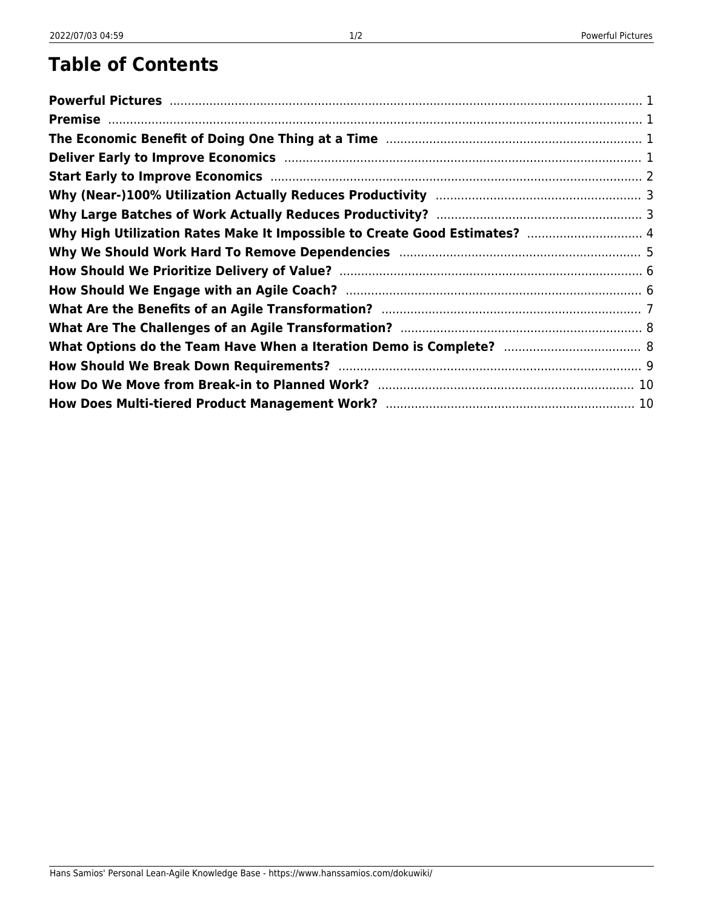# Table of Contents

**Powerful Pictures** ..... 1
**Premise** ..... 1
**The Economic Benefit of Doing One Thing at a Time** ..... 1
**Deliver Early to Improve Economics** ..... 1
**Start Early to Improve Economics** ..... 2
**Why (Near-)100% Utilization Actually Reduces Productivity** ..... 3
**Why Large Batches of Work Actually Reduces Productivity?** ..... 3
**Why High Utilization Rates Make It Impossible to Create Good Estimates?** ..... 4
**Why We Should Work Hard To Remove Dependencies** ..... 5
**How Should We Prioritize Delivery of Value?** ..... 6
**How Should We Engage with an Agile Coach?** ..... 6
**What Are the Benefits of an Agile Transformation?** ..... 7
**What Are The Challenges of an Agile Transformation?** ..... 8
**What Options do the Team Have When a Iteration Demo is Complete?** ..... 8
**How Should We Break Down Requirements?** ..... 9
**How Do We Move from Break-in to Planned Work?** ..... 10
**How Does Multi-tiered Product Management Work?** ..... 10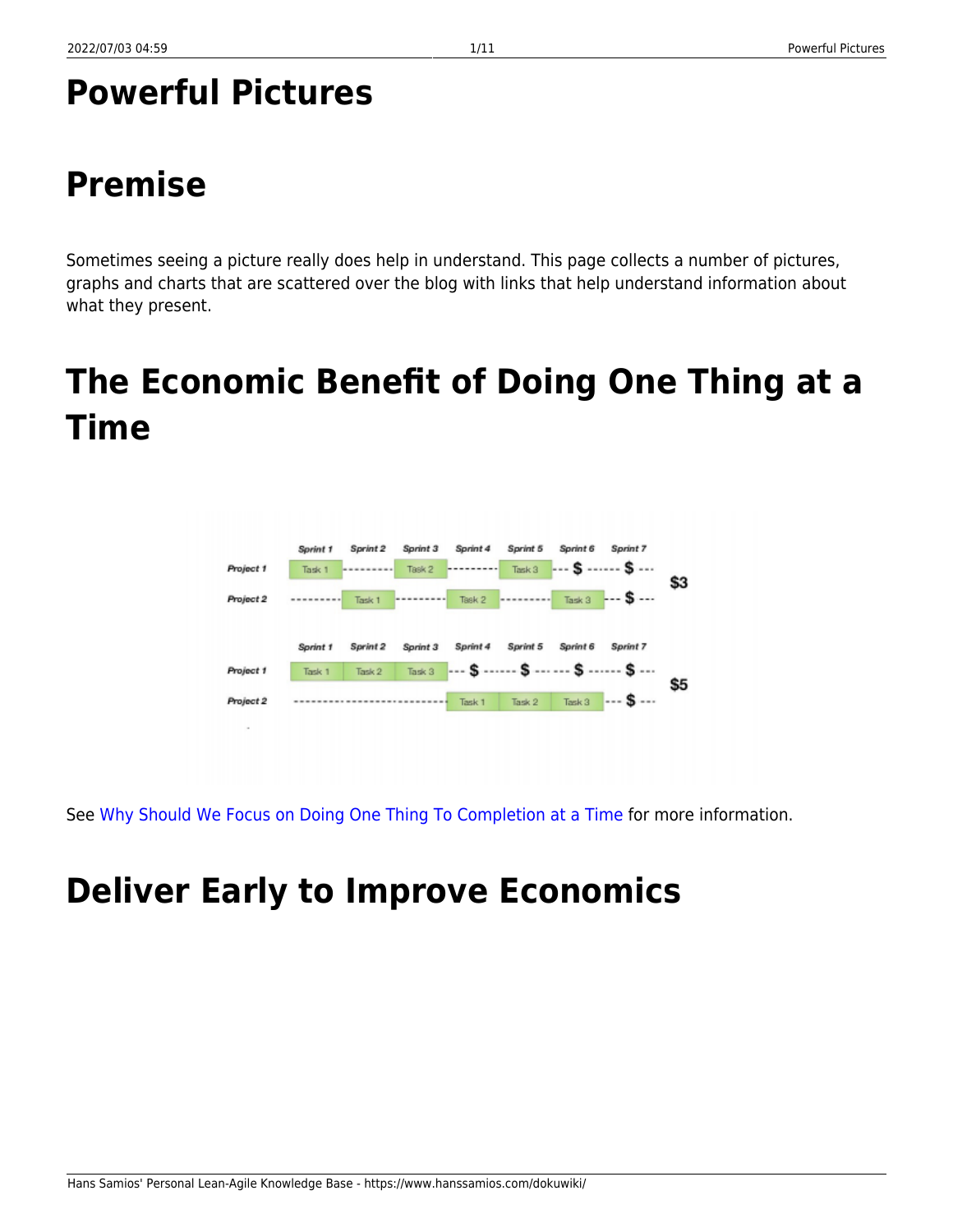# Powerful Pictures

## Premise

Sometimes seeing a picture really does help in understand. This page collects a number of pictures, graphs and charts that are scattered over the blog with links that help understand information about what they present.

## The Economic Benefit of Doing One Thing at a Time

See Why Should We Focus on Doing One Thing To Completion at a Time for more information.

## Deliver Early to Improve Economics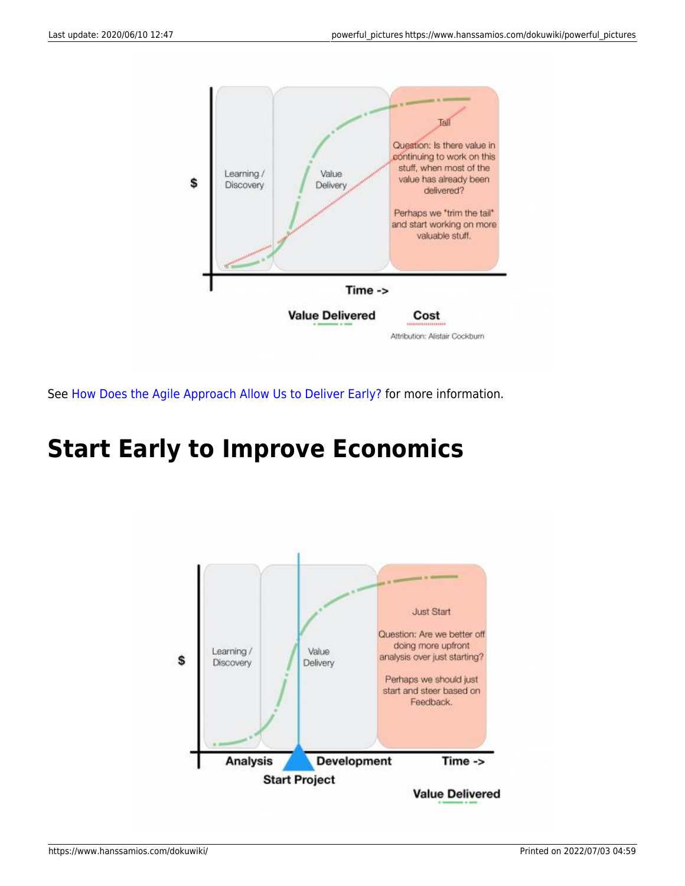See How Does the Agile Approach Allow Us to Deliver Early? for more information.

# Start Early to Improve Economics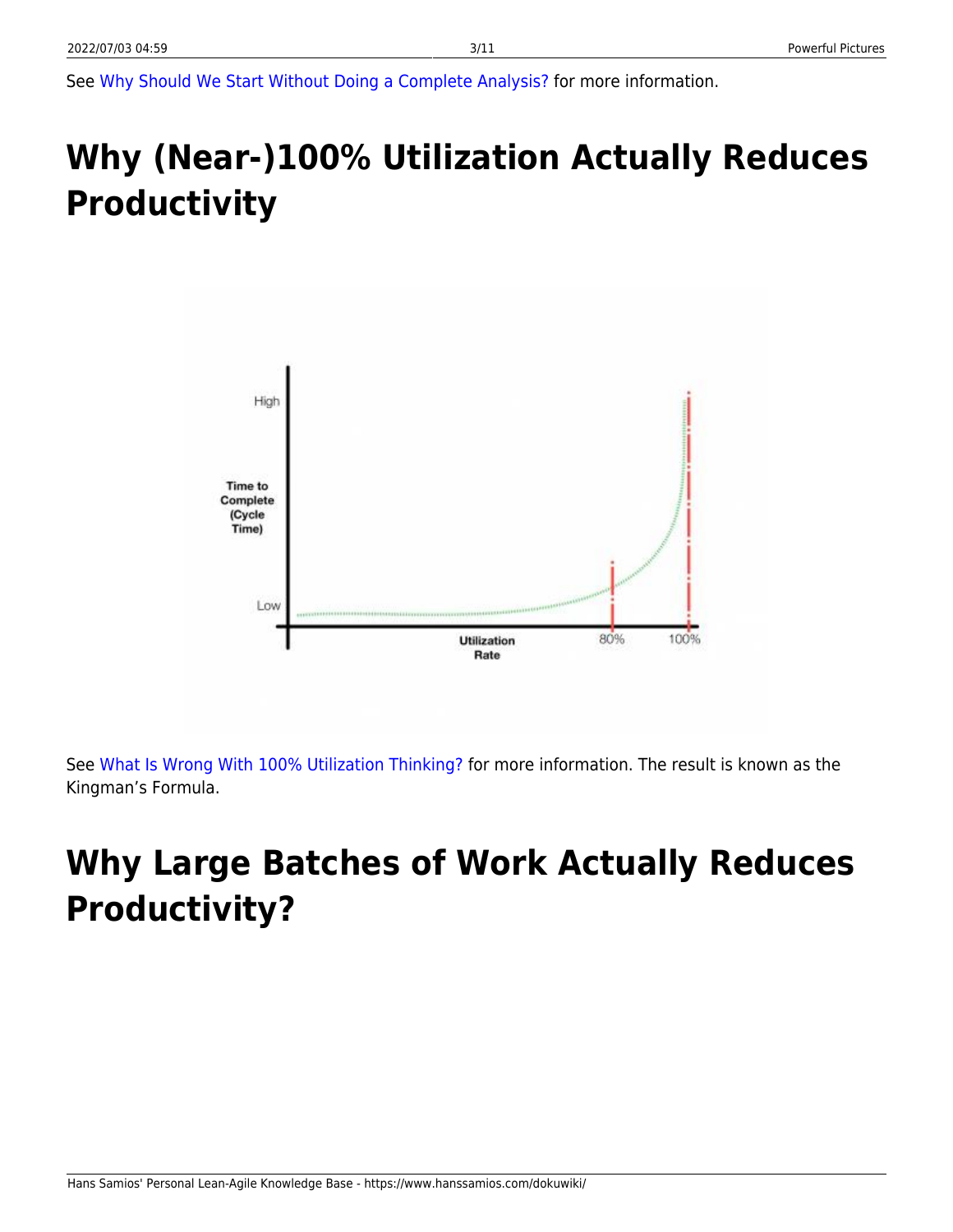See Why Should We Start Without Doing a Complete Analysis? for more information.

# Why (Near-)100% Utilization Actually Reduces Productivity

See What Is Wrong With 100% Utilization Thinking? for more information. The result is known as the Kingman's Formula.

# Why Large Batches of Work Actually Reduces Productivity?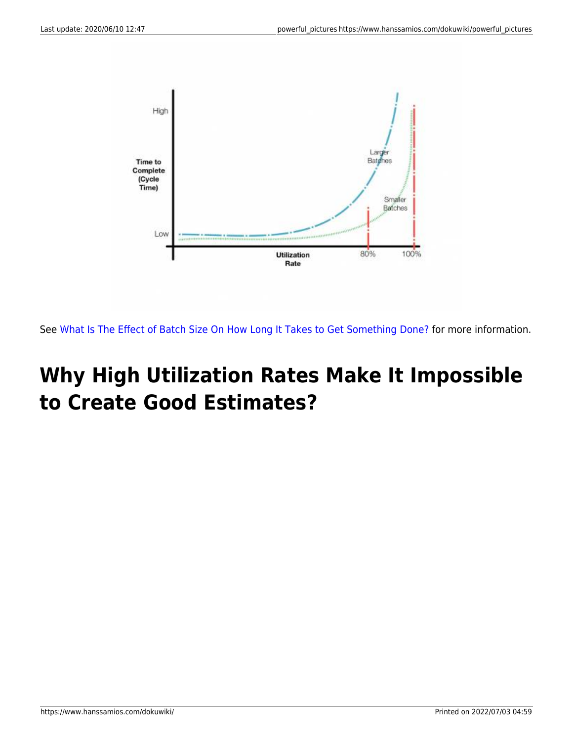See What Is The Effect of Batch Size On How Long It Takes to Get Something Done? for more information.

# Why High Utilization Rates Make It Impossible to Create Good Estimates?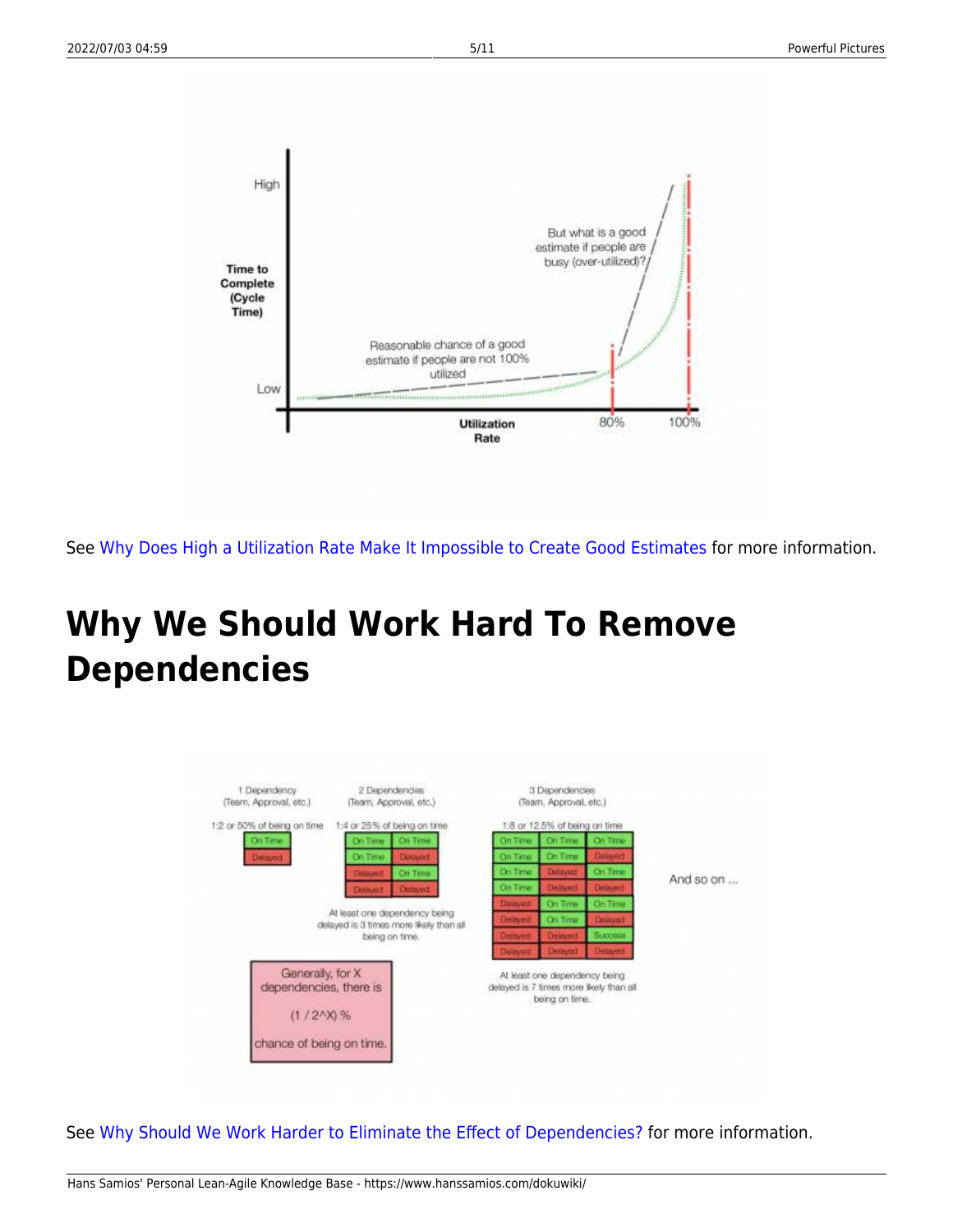See Why Does High a Utilization Rate Make It Impossible to Create Good Estimates for more information.

# Why We Should Work Hard To Remove Dependencies

See Why Should We Work Harder to Eliminate the Effect of Dependencies? for more information.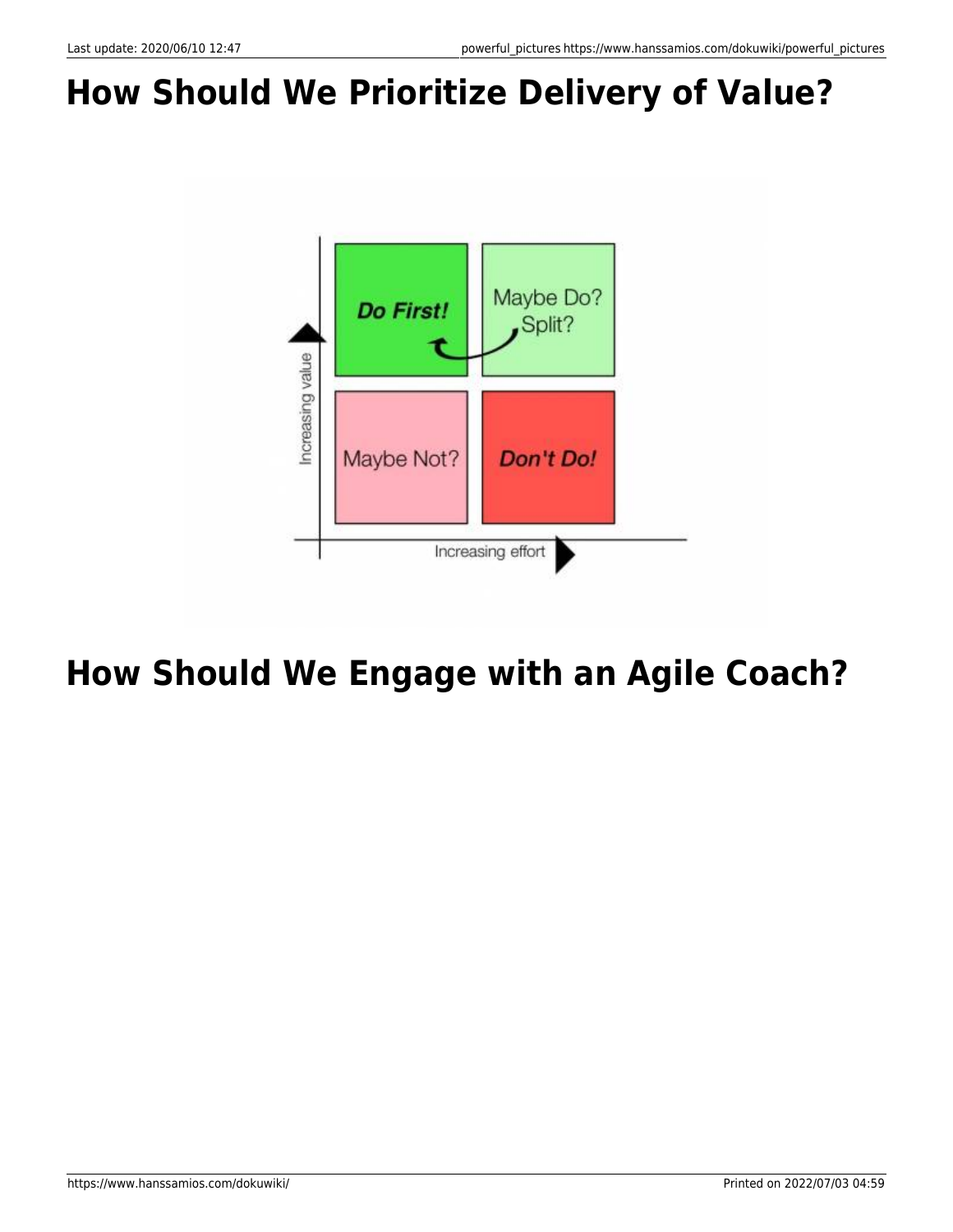# How Should We Prioritize Delivery of Value?

# How Should We Engage with an Agile Coach?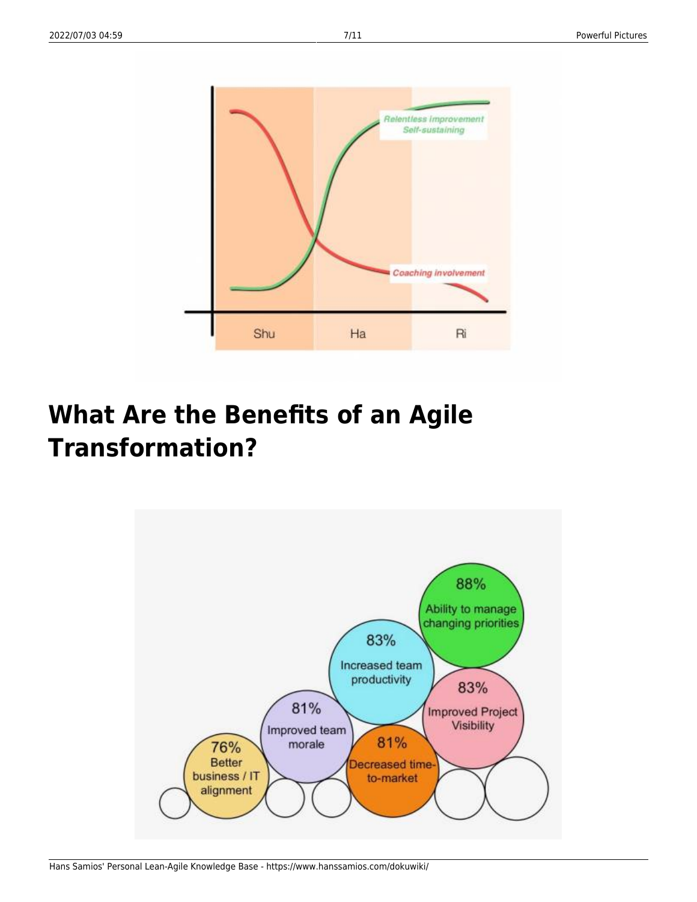# What Are the Benefits of an Agile Transformation?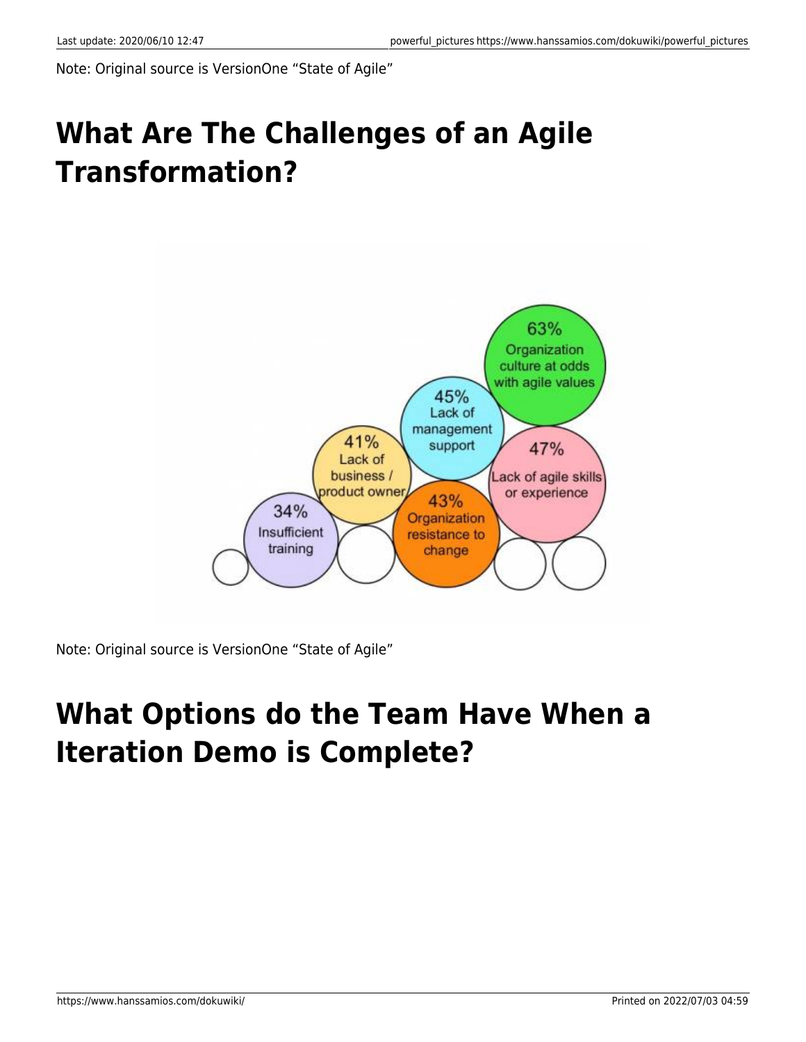Note: Original source is VersionOne "State of Agile"

# What Are The Challenges of an Agile Transformation?

Note: Original source is VersionOne "State of Agile"

# What Options do the Team Have When a Iteration Demo is Complete?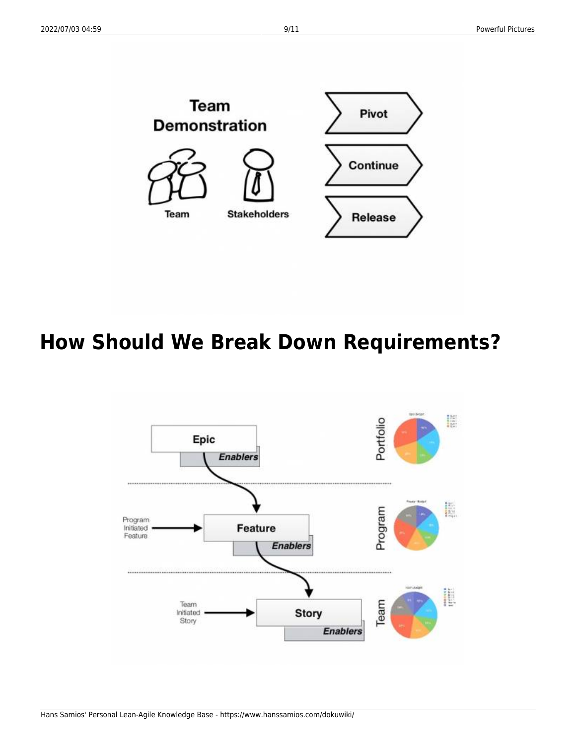## How Should We Break Down Requirements?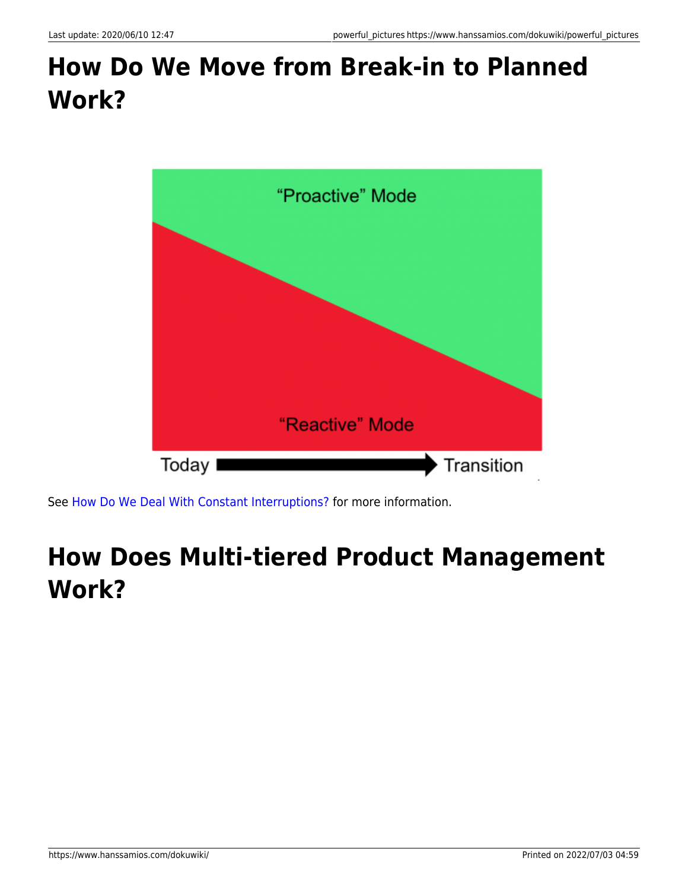# How Do We Move from Break-in to Planned Work?

See How Do We Deal With Constant Interruptions? for more information.

# How Does Multi-tiered Product Management Work?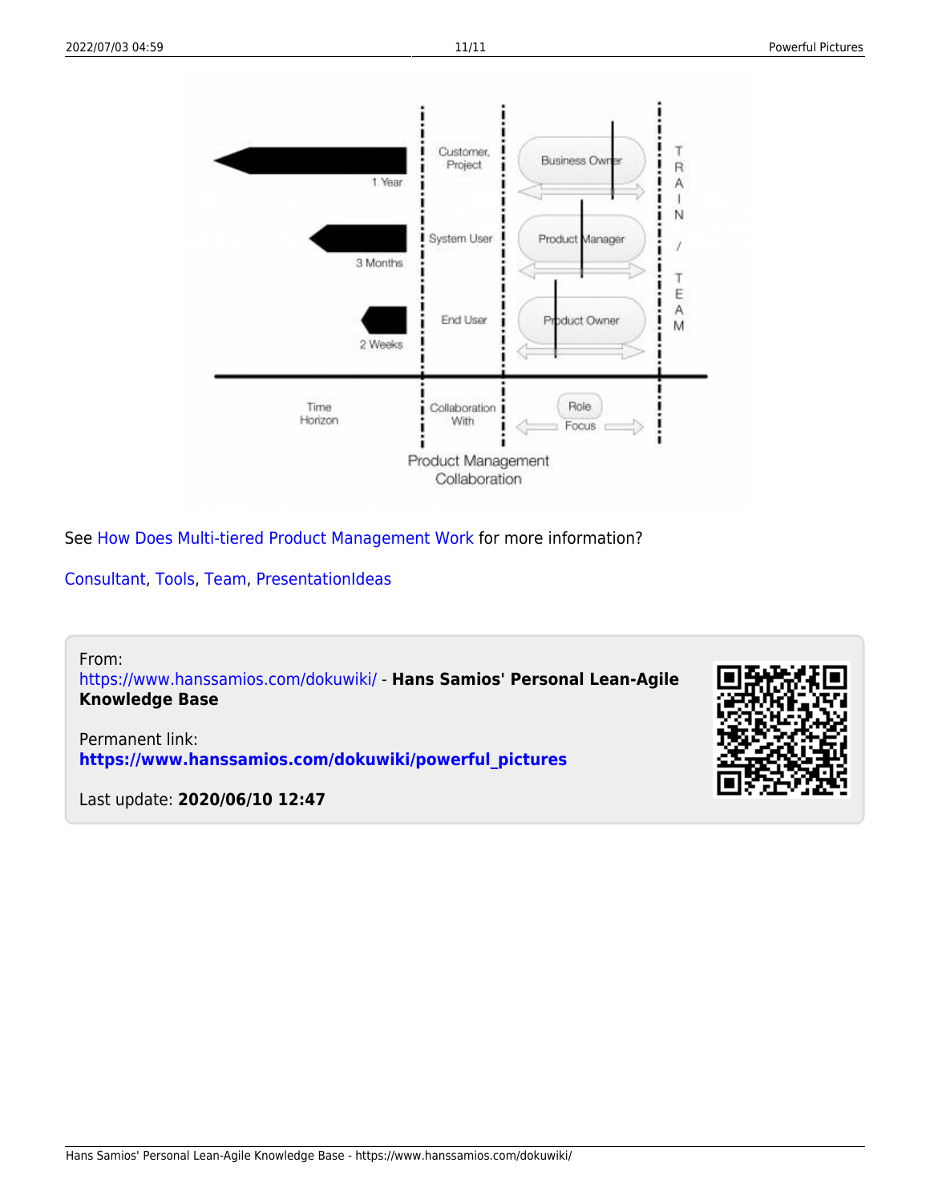1 Year

Customer, Project

Business Owner

3 Months

System User

Product Manager

2 Weeks

End User

Product Owner

TRAIN / TEAM

Time Horizon

Collaboration With

Role Focus

Product Management Collaboration

See How Does Multi-tiered Product Management Work for more information?

Consultant, Tools, Team, PresentationIdeas

From:
https://www.hanssamios.com/dokuwiki/ - **Hans Samios' Personal Lean-Agile Knowledge Base**

Permanent link:
**https://www.hanssamios.com/dokuwiki/powerful_pictures**

Last update: **2020/06/10 12:47**